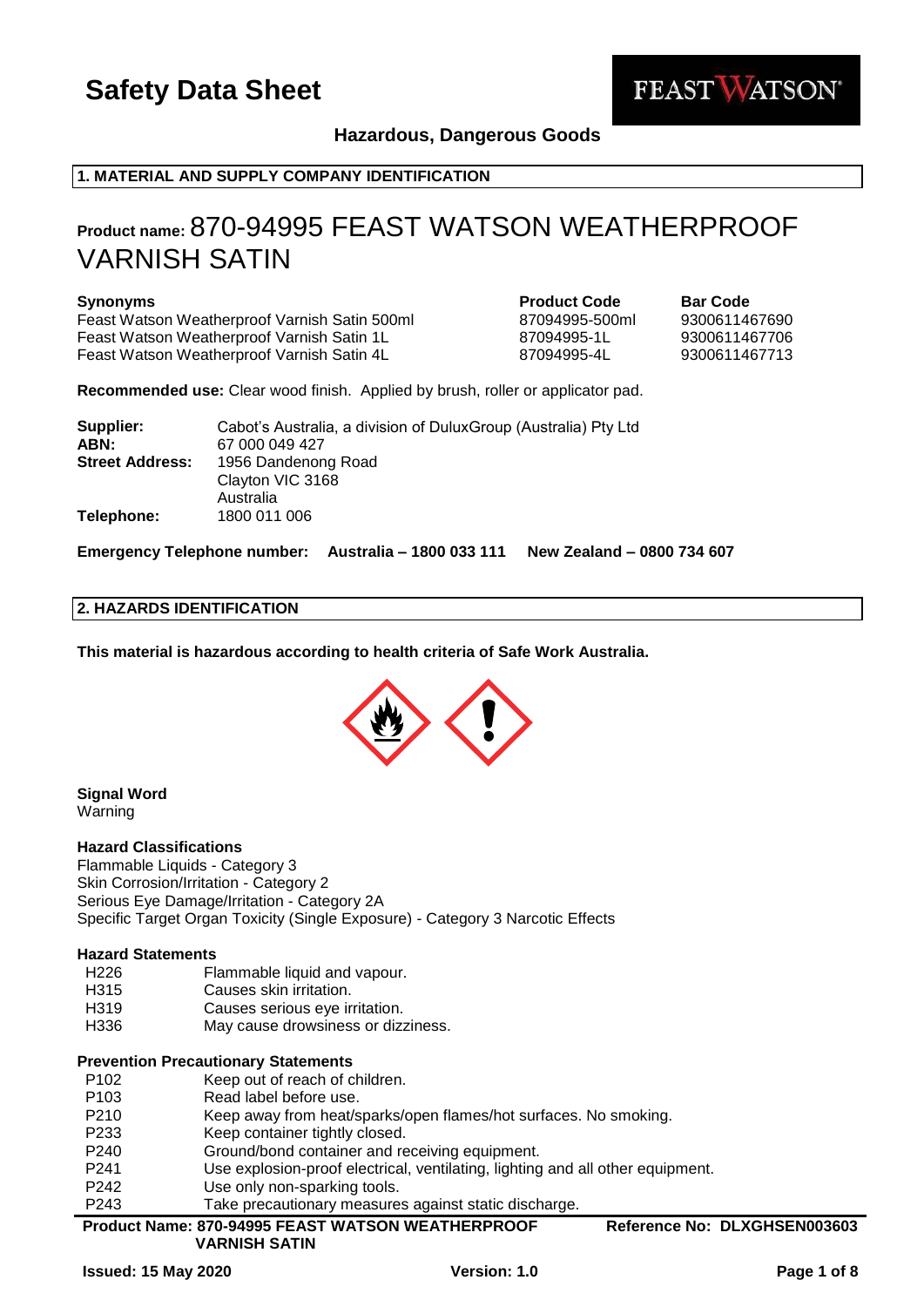# Safety Data Sheet

**Hazardous, Dangerous Goods**

## 1. MATERIAL AND SUPPLY COMPANY IDENTIFICATION

**Product name:** 870-94995 FEAST WATSON WEATHERPROOF VARNISH SATIN

| Synonyms | Product Code | Bar Code |
| --- | --- | --- |
| Feast Watson Weatherproof Varnish Satin 500ml | 87094995-500ml | 9300611467690 |
| Feast Watson Weatherproof Varnish Satin 1L | 87094995-1L | 9300611467706 |
| Feast Watson Weatherproof Varnish Satin 4L | 87094995-4L | 9300611467713 |

**Recommended use:** Clear wood finish. Applied by brush, roller or applicator pad.

**Supplier:** Cabot's Australia, a division of DuluxGroup (Australia) Pty Ltd
**ABN:** 67 000 049 427
**Street Address:** 1956 Dandenong Road
Clayton VIC 3168
Australia
**Telephone:** 1800 011 006

**Emergency Telephone number: Australia – 1800 033 111 New Zealand – 0800 734 607**

## 2. HAZARDS IDENTIFICATION

**This material is hazardous according to health criteria of Safe Work Australia.**

**Signal Word**
Warning

**Hazard Classifications**
Flammable Liquids - Category 3
Skin Corrosion/Irritation - Category 2
Serious Eye Damage/Irritation - Category 2A
Specific Target Organ Toxicity (Single Exposure) - Category 3 Narcotic Effects

**Hazard Statements**

| | |
| --- | --- |
| H226 | Flammable liquid and vapour. |
| H315 | Causes skin irritation. |
| H319 | Causes serious eye irritation. |
| H336 | May cause drowsiness or dizziness. |

**Prevention Precautionary Statements**

| | |
| --- | --- |
| P102 | Keep out of reach of children. |
| P103 | Read label before use. |
| P210 | Keep away from heat/sparks/open flames/hot surfaces. No smoking. |
| P233 | Keep container tightly closed. |
| P240 | Ground/bond container and receiving equipment. |
| P241 | Use explosion-proof electrical, ventilating, lighting and all other equipment. |
| P242 | Use only non-sparking tools. |
| P243 | Take precautionary measures against static discharge. |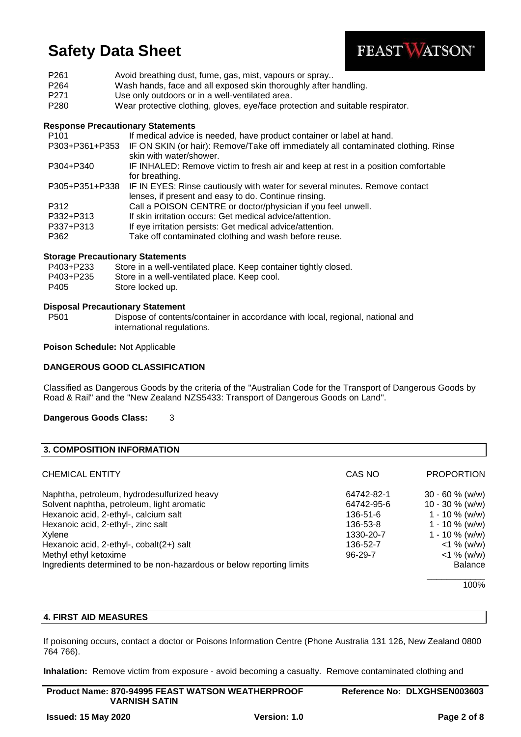| | |
|---|---|
| P261 | Avoid breathing dust, fume, gas, mist, vapours or spray.. |
| P264 | Wash hands, face and all exposed skin thoroughly after handling. |
| P271 | Use only outdoors or in a well-ventilated area. |
| P280 | Wear protective clothing, gloves, eye/face protection and suitable respirator. |

**Response Precautionary Statements**

| | |
|---|---|
| P101 | If medical advice is needed, have product container or label at hand. |
| P303+P361+P353 | IF ON SKIN (or hair): Remove/Take off immediately all contaminated clothing. Rinse skin with water/shower. |
| P304+P340 | IF INHALED: Remove victim to fresh air and keep at rest in a position comfortable for breathing. |
| P305+P351+P338 | IF IN EYES: Rinse cautiously with water for several minutes. Remove contact lenses, if present and easy to do. Continue rinsing. |
| P312 | Call a POISON CENTRE or doctor/physician if you feel unwell. |
| P332+P313 | If skin irritation occurs: Get medical advice/attention. |
| P337+P313 | If eye irritation persists: Get medical advice/attention. |
| P362 | Take off contaminated clothing and wash before reuse. |

**Storage Precautionary Statements**

| | |
|---|---|
| P403+P233 | Store in a well-ventilated place. Keep container tightly closed. |
| P403+P235 | Store in a well-ventilated place. Keep cool. |
| P405 | Store locked up. |

**Disposal Precautionary Statement**

| | |
|---|---|
| P501 | Dispose of contents/container in accordance with local, regional, national and international regulations. |

**Poison Schedule:** Not Applicable

**DANGEROUS GOOD CLASSIFICATION**

Classified as Dangerous Goods by the criteria of the "Australian Code for the Transport of Dangerous Goods by Road & Rail" and the "New Zealand NZS5433: Transport of Dangerous Goods on Land".

**Dangerous Goods Class:** 3

## 3. COMPOSITION INFORMATION

| CHEMICAL ENTITY | CAS NO | PROPORTION |
|---|---|---|
| Naphtha, petroleum, hydrodesulfurized heavy | 64742-82-1 | 30 - 60 % (w/w) |
| Solvent naphtha, petroleum, light aromatic | 64742-95-6 | 10 - 30 % (w/w) |
| Hexanoic acid, 2-ethyl-, calcium salt | 136-51-6 | 1 - 10 % (w/w) |
| Hexanoic acid, 2-ethyl-, zinc salt | 136-53-8 | 1 - 10 % (w/w) |
| Xylene | 1330-20-7 | 1 - 10 % (w/w) |
| Hexanoic acid, 2-ethyl-, cobalt(2+) salt | 136-52-7 | <1 % (w/w) |
| Methyl ethyl ketoxime | 96-29-7 | <1 % (w/w) |
| Ingredients determined to be non-hazardous or below reporting limits | | Balance |
| | | 100% |

## 4. FIRST AID MEASURES

If poisoning occurs, contact a doctor or Poisons Information Centre (Phone Australia 131 126, New Zealand 0800 764 766).

**Inhalation:** Remove victim from exposure - avoid becoming a casualty. Remove contaminated clothing and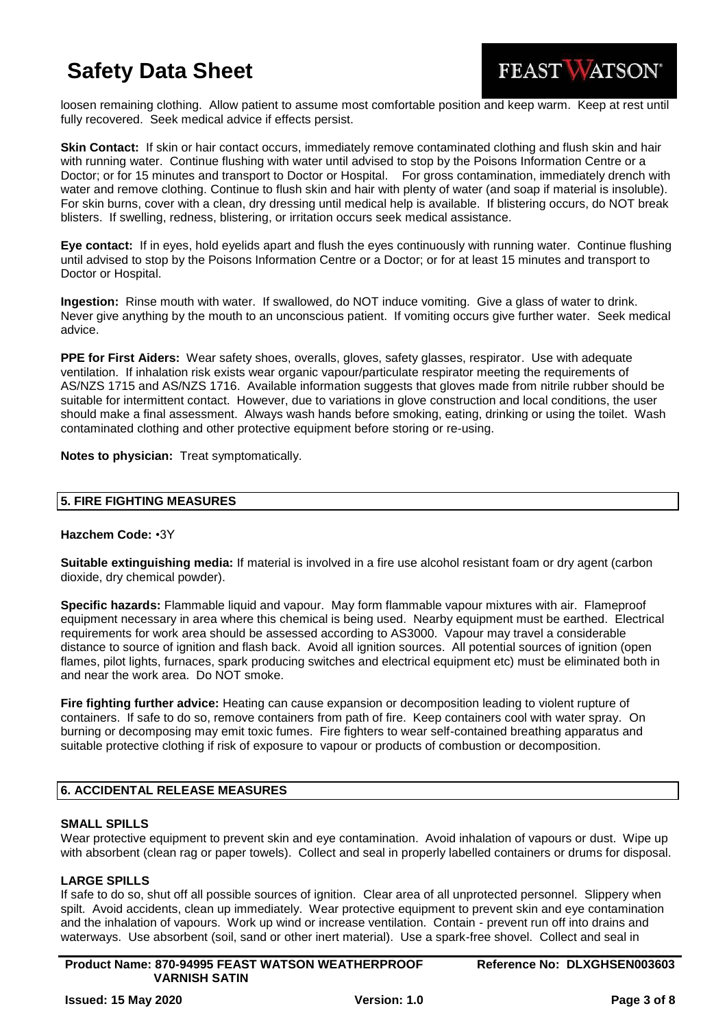loosen remaining clothing. Allow patient to assume most comfortable position and keep warm. Keep at rest until fully recovered. Seek medical advice if effects persist.

**Skin Contact:** If skin or hair contact occurs, immediately remove contaminated clothing and flush skin and hair with running water. Continue flushing with water until advised to stop by the Poisons Information Centre or a Doctor; or for 15 minutes and transport to Doctor or Hospital. For gross contamination, immediately drench with water and remove clothing. Continue to flush skin and hair with plenty of water (and soap if material is insoluble). For skin burns, cover with a clean, dry dressing until medical help is available. If blistering occurs, do NOT break blisters. If swelling, redness, blistering, or irritation occurs seek medical assistance.

**Eye contact:** If in eyes, hold eyelids apart and flush the eyes continuously with running water. Continue flushing until advised to stop by the Poisons Information Centre or a Doctor; or for at least 15 minutes and transport to Doctor or Hospital.

**Ingestion:** Rinse mouth with water. If swallowed, do NOT induce vomiting. Give a glass of water to drink. Never give anything by the mouth to an unconscious patient. If vomiting occurs give further water. Seek medical advice.

**PPE for First Aiders:** Wear safety shoes, overalls, gloves, safety glasses, respirator. Use with adequate ventilation. If inhalation risk exists wear organic vapour/particulate respirator meeting the requirements of AS/NZS 1715 and AS/NZS 1716. Available information suggests that gloves made from nitrile rubber should be suitable for intermittent contact. However, due to variations in glove construction and local conditions, the user should make a final assessment. Always wash hands before smoking, eating, drinking or using the toilet. Wash contaminated clothing and other protective equipment before storing or re-using.

**Notes to physician:** Treat symptomatically.

## 5. FIRE FIGHTING MEASURES

**Hazchem Code:** •3Y

**Suitable extinguishing media:** If material is involved in a fire use alcohol resistant foam or dry agent (carbon dioxide, dry chemical powder).

**Specific hazards:** Flammable liquid and vapour. May form flammable vapour mixtures with air. Flameproof equipment necessary in area where this chemical is being used. Nearby equipment must be earthed. Electrical requirements for work area should be assessed according to AS3000. Vapour may travel a considerable distance to source of ignition and flash back. Avoid all ignition sources. All potential sources of ignition (open flames, pilot lights, furnaces, spark producing switches and electrical equipment etc) must be eliminated both in and near the work area. Do NOT smoke.

**Fire fighting further advice:** Heating can cause expansion or decomposition leading to violent rupture of containers. If safe to do so, remove containers from path of fire. Keep containers cool with water spray. On burning or decomposing may emit toxic fumes. Fire fighters to wear self-contained breathing apparatus and suitable protective clothing if risk of exposure to vapour or products of combustion or decomposition.

## 6. ACCIDENTAL RELEASE MEASURES

### SMALL SPILLS

Wear protective equipment to prevent skin and eye contamination. Avoid inhalation of vapours or dust. Wipe up with absorbent (clean rag or paper towels). Collect and seal in properly labelled containers or drums for disposal.

### LARGE SPILLS

If safe to do so, shut off all possible sources of ignition. Clear area of all unprotected personnel. Slippery when spilt. Avoid accidents, clean up immediately. Wear protective equipment to prevent skin and eye contamination and the inhalation of vapours. Work up wind or increase ventilation. Contain - prevent run off into drains and waterways. Use absorbent (soil, sand or other inert material). Use a spark-free shovel. Collect and seal in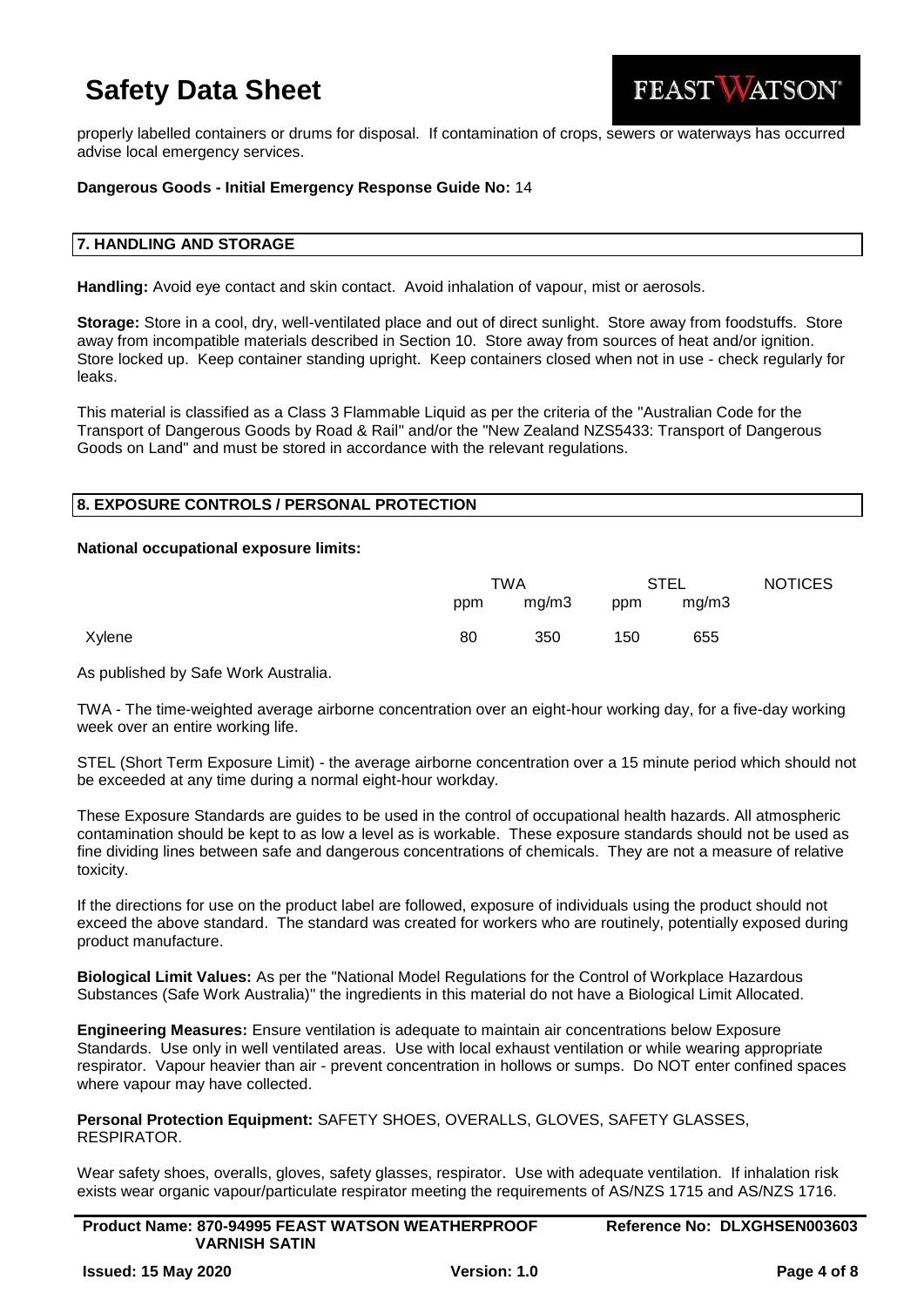properly labelled containers or drums for disposal. If contamination of crops, sewers or waterways has occurred advise local emergency services.

**Dangerous Goods - Initial Emergency Response Guide No:** 14

## 7. HANDLING AND STORAGE

**Handling:** Avoid eye contact and skin contact. Avoid inhalation of vapour, mist or aerosols.

**Storage:** Store in a cool, dry, well-ventilated place and out of direct sunlight. Store away from foodstuffs. Store away from incompatible materials described in Section 10. Store away from sources of heat and/or ignition. Store locked up. Keep container standing upright. Keep containers closed when not in use - check regularly for leaks.

This material is classified as a Class 3 Flammable Liquid as per the criteria of the "Australian Code for the Transport of Dangerous Goods by Road & Rail" and/or the "New Zealand NZS5433: Transport of Dangerous Goods on Land" and must be stored in accordance with the relevant regulations.

## 8. EXPOSURE CONTROLS / PERSONAL PROTECTION

**National occupational exposure limits:**

| | TWA | | STEL | | NOTICES |
|---|---|---|---|---|---|
| | ppm | mg/m3 | ppm | mg/m3 | |
| Xylene | 80 | 350 | 150 | 655 | |

As published by Safe Work Australia.

TWA - The time-weighted average airborne concentration over an eight-hour working day, for a five-day working week over an entire working life.

STEL (Short Term Exposure Limit) - the average airborne concentration over a 15 minute period which should not be exceeded at any time during a normal eight-hour workday.

These Exposure Standards are guides to be used in the control of occupational health hazards. All atmospheric contamination should be kept to as low a level as is workable. These exposure standards should not be used as fine dividing lines between safe and dangerous concentrations of chemicals. They are not a measure of relative toxicity.

If the directions for use on the product label are followed, exposure of individuals using the product should not exceed the above standard. The standard was created for workers who are routinely, potentially exposed during product manufacture.

**Biological Limit Values:** As per the "National Model Regulations for the Control of Workplace Hazardous Substances (Safe Work Australia)" the ingredients in this material do not have a Biological Limit Allocated.

**Engineering Measures:** Ensure ventilation is adequate to maintain air concentrations below Exposure Standards. Use only in well ventilated areas. Use with local exhaust ventilation or while wearing appropriate respirator. Vapour heavier than air - prevent concentration in hollows or sumps. Do NOT enter confined spaces where vapour may have collected.

**Personal Protection Equipment:** SAFETY SHOES, OVERALLS, GLOVES, SAFETY GLASSES, RESPIRATOR.

Wear safety shoes, overalls, gloves, safety glasses, respirator. Use with adequate ventilation. If inhalation risk exists wear organic vapour/particulate respirator meeting the requirements of AS/NZS 1715 and AS/NZS 1716.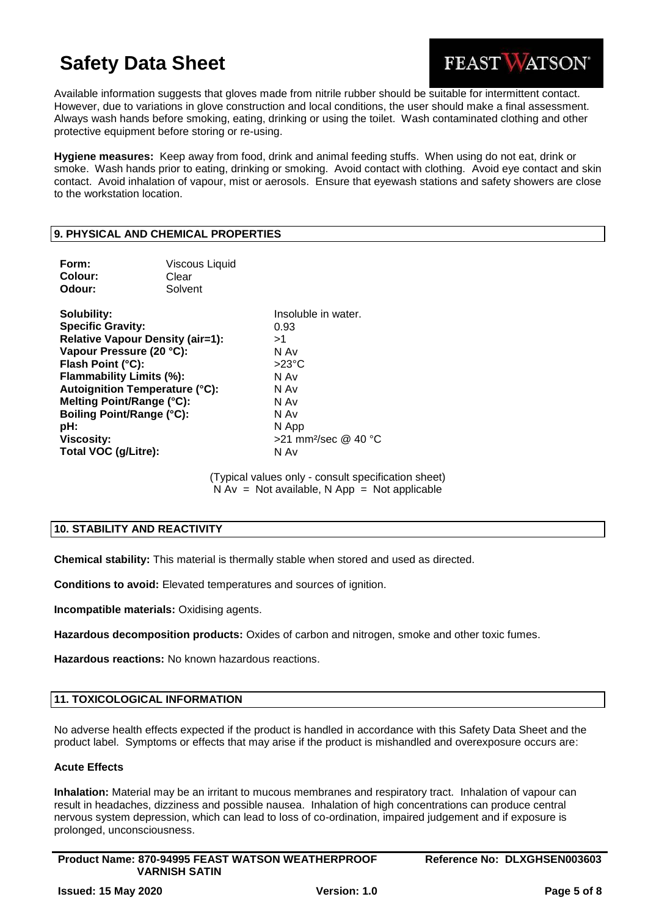Available information suggests that gloves made from nitrile rubber should be suitable for intermittent contact. However, due to variations in glove construction and local conditions, the user should make a final assessment. Always wash hands before smoking, eating, drinking or using the toilet. Wash contaminated clothing and other protective equipment before storing or re-using.

**Hygiene measures:** Keep away from food, drink and animal feeding stuffs. When using do not eat, drink or smoke. Wash hands prior to eating, drinking or smoking. Avoid contact with clothing. Avoid eye contact and skin contact. Avoid inhalation of vapour, mist or aerosols. Ensure that eyewash stations and safety showers are close to the workstation location.

## 9. PHYSICAL AND CHEMICAL PROPERTIES

| | |
|---|---|
| **Form:** | Viscous Liquid |
| **Colour:** | Clear |
| **Odour:** | Solvent |

| | |
|---|---|
| **Solubility:** | Insoluble in water. |
| **Specific Gravity:** | 0.93 |
| **Relative Vapour Density (air=1):** | >1 |
| **Vapour Pressure (20 °C):** | N Av |
| **Flash Point (°C):** | >23°C |
| **Flammability Limits (%):** | N Av |
| **Autoignition Temperature (°C):** | N Av |
| **Melting Point/Range (°C):** | N Av |
| **Boiling Point/Range (°C):** | N Av |
| **pH:** | N App |
| **Viscosity:** | >21 $mm^2$/sec @ 40 °C |
| **Total VOC (g/Litre):** | N Av |

(Typical values only - consult specification sheet)
N Av = Not available, N App = Not applicable

## 10. STABILITY AND REACTIVITY

**Chemical stability:** This material is thermally stable when stored and used as directed.

**Conditions to avoid:** Elevated temperatures and sources of ignition.

**Incompatible materials:** Oxidising agents.

**Hazardous decomposition products:** Oxides of carbon and nitrogen, smoke and other toxic fumes.

**Hazardous reactions:** No known hazardous reactions.

## 11. TOXICOLOGICAL INFORMATION

No adverse health effects expected if the product is handled in accordance with this Safety Data Sheet and the product label. Symptoms or effects that may arise if the product is mishandled and overexposure occurs are:

### Acute Effects

**Inhalation:** Material may be an irritant to mucous membranes and respiratory tract. Inhalation of vapour can result in headaches, dizziness and possible nausea. Inhalation of high concentrations can produce central nervous system depression, which can lead to loss of co-ordination, impaired judgement and if exposure is prolonged, unconsciousness.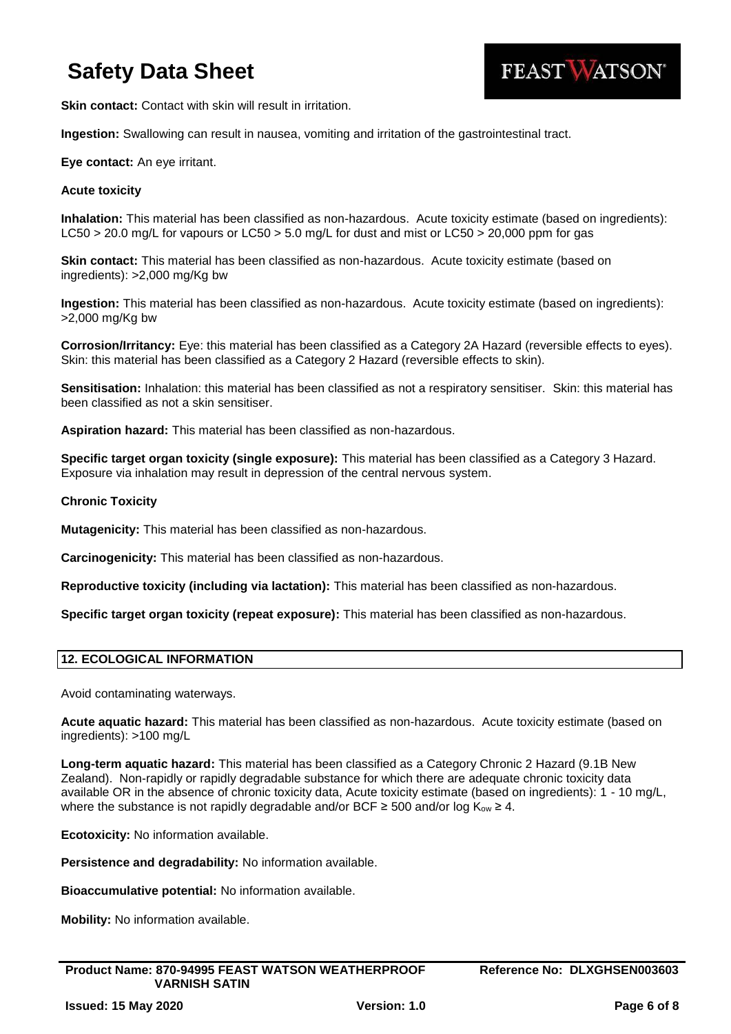**Skin contact:** Contact with skin will result in irritation.

**Ingestion:** Swallowing can result in nausea, vomiting and irritation of the gastrointestinal tract.

**Eye contact:** An eye irritant.

**Acute toxicity**

**Inhalation:** This material has been classified as non-hazardous. Acute toxicity estimate (based on ingredients): LC50 > 20.0 mg/L for vapours or LC50 > 5.0 mg/L for dust and mist or LC50 > 20,000 ppm for gas

**Skin contact:** This material has been classified as non-hazardous. Acute toxicity estimate (based on ingredients): >2,000 mg/Kg bw

**Ingestion:** This material has been classified as non-hazardous. Acute toxicity estimate (based on ingredients): >2,000 mg/Kg bw

**Corrosion/Irritancy:** Eye: this material has been classified as a Category 2A Hazard (reversible effects to eyes). Skin: this material has been classified as a Category 2 Hazard (reversible effects to skin).

**Sensitisation:** Inhalation: this material has been classified as not a respiratory sensitiser. Skin: this material has been classified as not a skin sensitiser.

**Aspiration hazard:** This material has been classified as non-hazardous.

**Specific target organ toxicity (single exposure):** This material has been classified as a Category 3 Hazard. Exposure via inhalation may result in depression of the central nervous system.

**Chronic Toxicity**

**Mutagenicity:** This material has been classified as non-hazardous.

**Carcinogenicity:** This material has been classified as non-hazardous.

**Reproductive toxicity (including via lactation):** This material has been classified as non-hazardous.

**Specific target organ toxicity (repeat exposure):** This material has been classified as non-hazardous.

## 12. ECOLOGICAL INFORMATION

Avoid contaminating waterways.

**Acute aquatic hazard:** This material has been classified as non-hazardous. Acute toxicity estimate (based on ingredients): >100 mg/L

**Long-term aquatic hazard:** This material has been classified as a Category Chronic 2 Hazard (9.1B New Zealand). Non-rapidly or rapidly degradable substance for which there are adequate chronic toxicity data available OR in the absence of chronic toxicity data, Acute toxicity estimate (based on ingredients): 1 - 10 mg/L, where the substance is not rapidly degradable and/or BCF ≥ 500 and/or log $K_{ow}$ ≥ 4.

**Ecotoxicity:** No information available.

**Persistence and degradability:** No information available.

**Bioaccumulative potential:** No information available.

**Mobility:** No information available.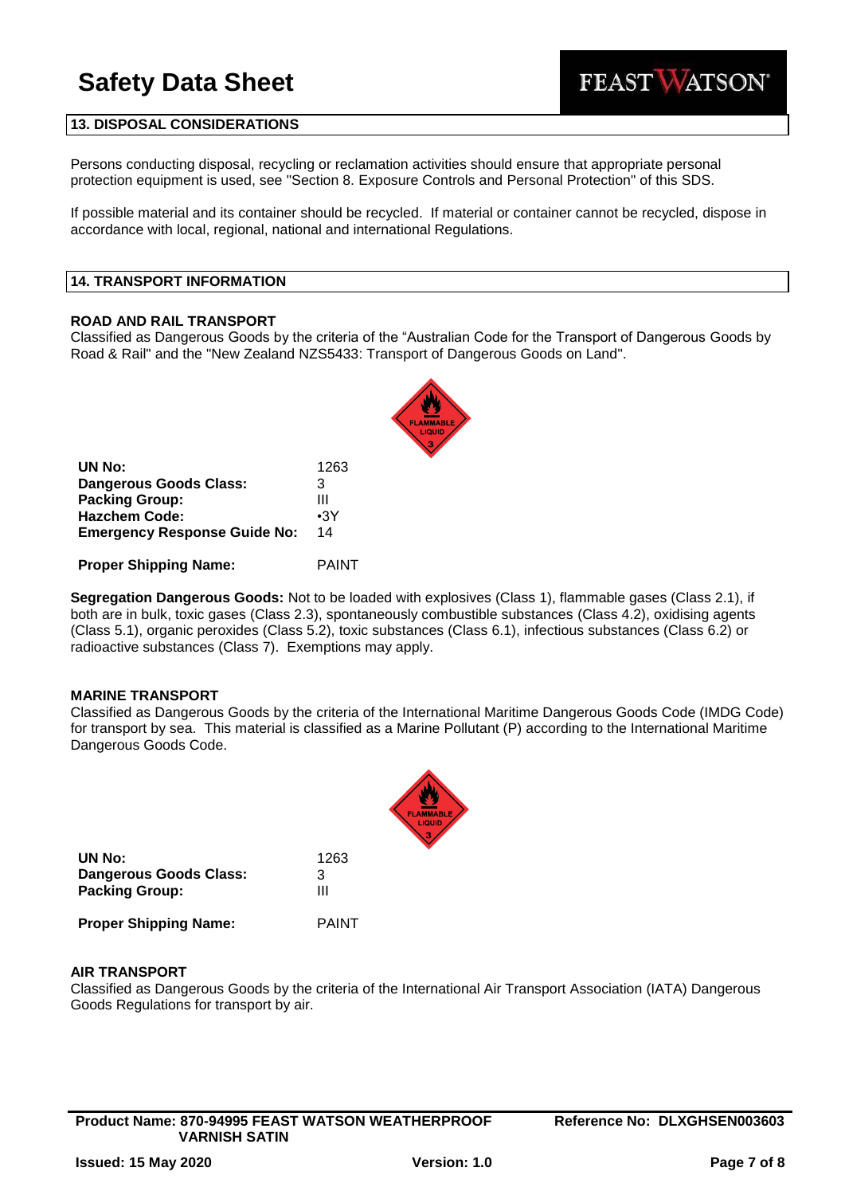## 13. DISPOSAL CONSIDERATIONS

Persons conducting disposal, recycling or reclamation activities should ensure that appropriate personal protection equipment is used, see "Section 8. Exposure Controls and Personal Protection" of this SDS.

If possible material and its container should be recycled. If material or container cannot be recycled, dispose in accordance with local, regional, national and international Regulations.

## 14. TRANSPORT INFORMATION

**ROAD AND RAIL TRANSPORT**

Classified as Dangerous Goods by the criteria of the “Australian Code for the Transport of Dangerous Goods by Road & Rail" and the "New Zealand NZS5433: Transport of Dangerous Goods on Land".

| | |
|---|---|
| **UN No:** | 1263 |
| **Dangerous Goods Class:** | 3 |
| **Packing Group:** | III |
| **Hazchem Code:** | •3Y |
| **Emergency Response Guide No:** | 14 |
| **Proper Shipping Name:** | PAINT |

**Segregation Dangerous Goods:** Not to be loaded with explosives (Class 1), flammable gases (Class 2.1), if both are in bulk, toxic gases (Class 2.3), spontaneously combustible substances (Class 4.2), oxidising agents (Class 5.1), organic peroxides (Class 5.2), toxic substances (Class 6.1), infectious substances (Class 6.2) or radioactive substances (Class 7). Exemptions may apply.

**MARINE TRANSPORT**

Classified as Dangerous Goods by the criteria of the International Maritime Dangerous Goods Code (IMDG Code) for transport by sea. This material is classified as a Marine Pollutant (P) according to the International Maritime Dangerous Goods Code.

| | |
|---|---|
| **UN No:** | 1263 |
| **Dangerous Goods Class:** | 3 |
| **Packing Group:** | III |
| **Proper Shipping Name:** | PAINT |

**AIR TRANSPORT**

Classified as Dangerous Goods by the criteria of the International Air Transport Association (IATA) Dangerous Goods Regulations for transport by air.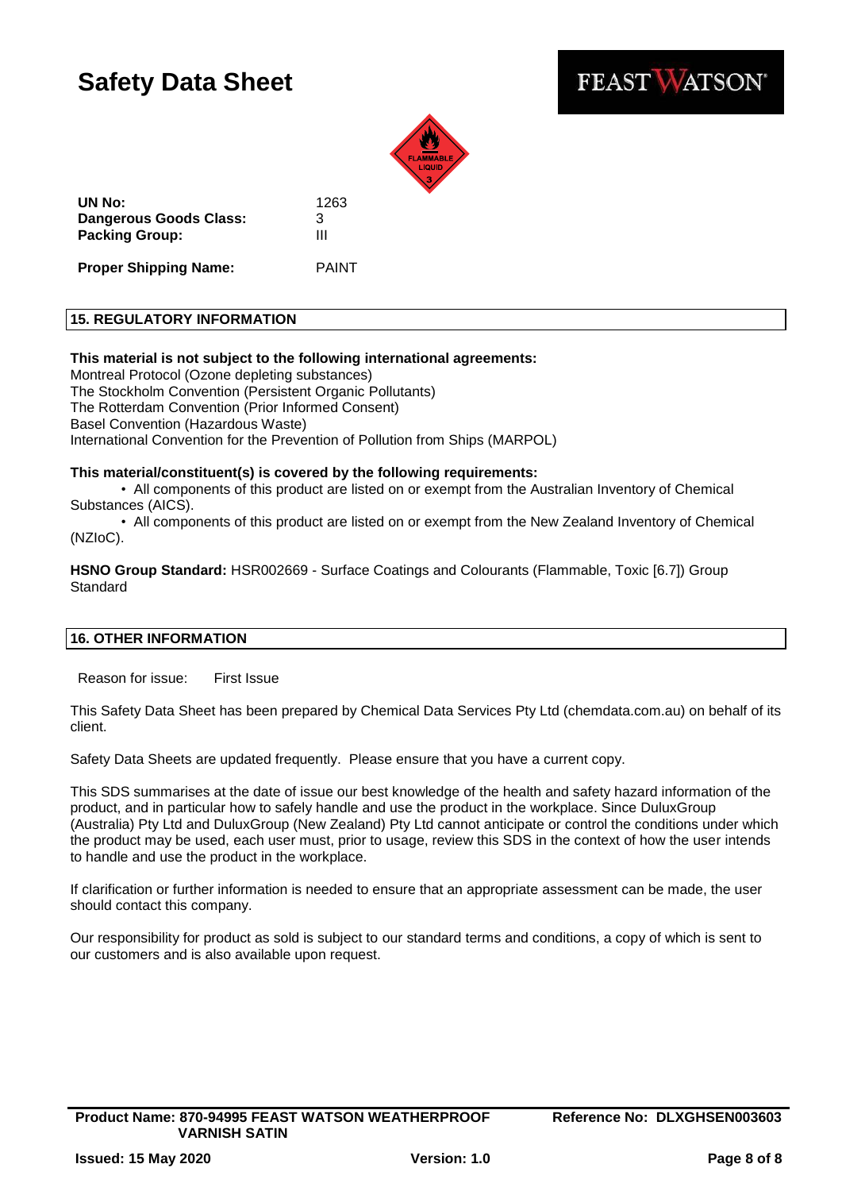# Safety Data Sheet

| | |
|---|---|
| **UN No:** | 1263 |
| **Dangerous Goods Class:** | 3 |
| **Packing Group:** | III |
| **Proper Shipping Name:** | PAINT |

## 15. REGULATORY INFORMATION

**This material is not subject to the following international agreements:**

Montreal Protocol (Ozone depleting substances)
The Stockholm Convention (Persistent Organic Pollutants)
The Rotterdam Convention (Prior Informed Consent)
Basel Convention (Hazardous Waste)
International Convention for the Prevention of Pollution from Ships (MARPOL)

**This material/constituent(s) is covered by the following requirements:**

- All components of this product are listed on or exempt from the Australian Inventory of Chemical Substances (AICS).
- All components of this product are listed on or exempt from the New Zealand Inventory of Chemical (NZIoC).

**HSNO Group Standard:** HSR002669 - Surface Coatings and Colourants (Flammable, Toxic [6.7]) Group Standard

## 16. OTHER INFORMATION

Reason for issue: First Issue

This Safety Data Sheet has been prepared by Chemical Data Services Pty Ltd (chemdata.com.au) on behalf of its client.

Safety Data Sheets are updated frequently. Please ensure that you have a current copy.

This SDS summarises at the date of issue our best knowledge of the health and safety hazard information of the product, and in particular how to safely handle and use the product in the workplace. Since DuluxGroup (Australia) Pty Ltd and DuluxGroup (New Zealand) Pty Ltd cannot anticipate or control the conditions under which the product may be used, each user must, prior to usage, review this SDS in the context of how the user intends to handle and use the product in the workplace.

If clarification or further information is needed to ensure that an appropriate assessment can be made, the user should contact this company.

Our responsibility for product as sold is subject to our standard terms and conditions, a copy of which is sent to our customers and is also available upon request.